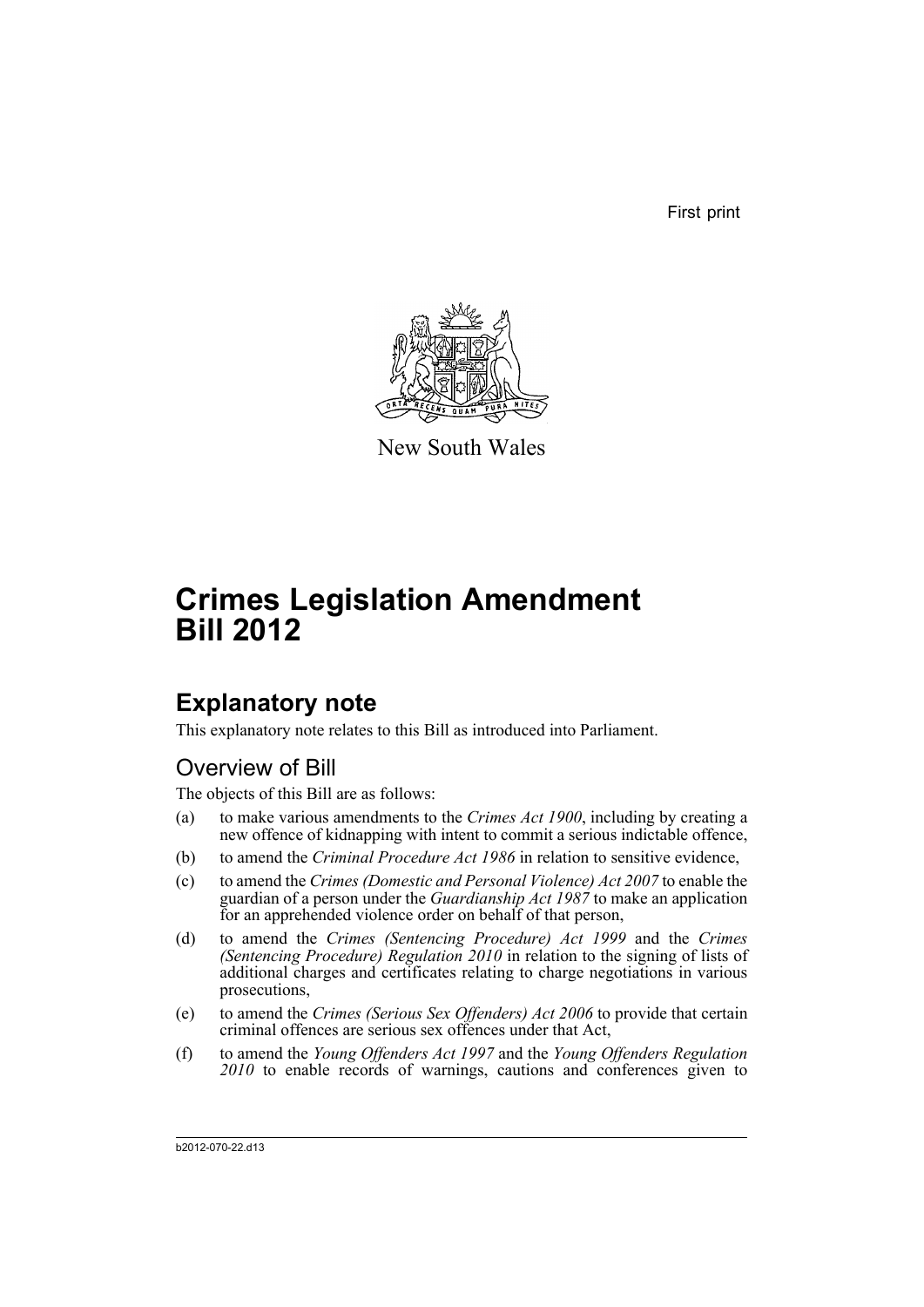First print

New South Wales

# Crimes Legislation Amendment Bill 2012

## Explanatory note

This explanatory note relates to this Bill as introduced into Parliament.

### Overview of Bill

The objects of this Bill are as follows:

(a) to make various amendments to the *Crimes Act 1900*, including by creating a new offence of kidnapping with intent to commit a serious indictable offence,

(b) to amend the *Criminal Procedure Act 1986* in relation to sensitive evidence,

(c) to amend the *Crimes (Domestic and Personal Violence) Act 2007* to enable the guardian of a person under the *Guardianship Act 1987* to make an application for an apprehended violence order on behalf of that person,

(d) to amend the *Crimes (Sentencing Procedure) Act 1999* and the *Crimes (Sentencing Procedure) Regulation 2010* in relation to the signing of lists of additional charges and certificates relating to charge negotiations in various prosecutions,

(e) to amend the *Crimes (Serious Sex Offenders) Act 2006* to provide that certain criminal offences are serious sex offences under that Act,

(f) to amend the *Young Offenders Act 1997* and the *Young Offenders Regulation 2010* to enable records of warnings, cautions and conferences given to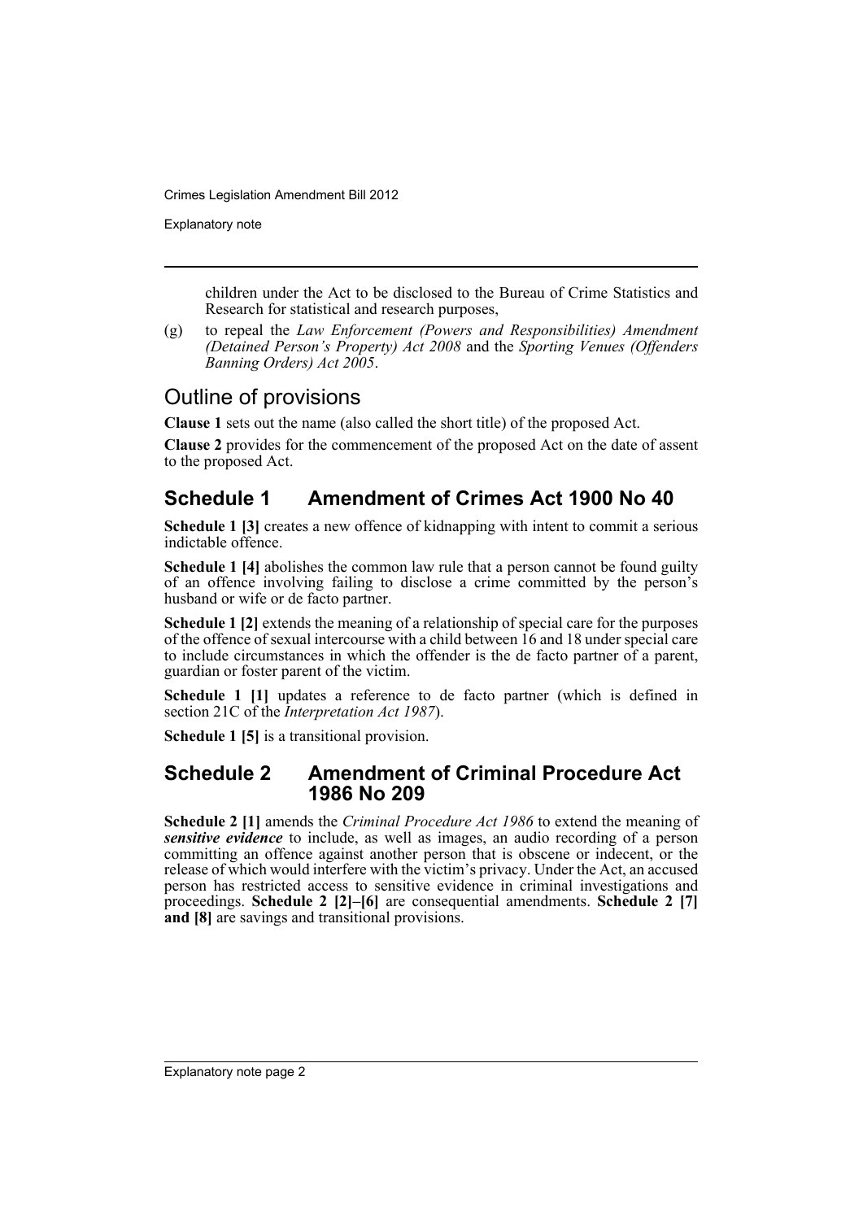children under the Act to be disclosed to the Bureau of Crime Statistics and Research for statistical and research purposes,

(g) to repeal the *Law Enforcement (Powers and Responsibilities) Amendment (Detained Person's Property) Act 2008* and the *Sporting Venues (Offenders Banning Orders) Act 2005*.

## Outline of provisions

**Clause 1** sets out the name (also called the short title) of the proposed Act.

**Clause 2** provides for the commencement of the proposed Act on the date of assent to the proposed Act.

## Schedule 1 Amendment of Crimes Act 1900 No 40

**Schedule 1 [3]** creates a new offence of kidnapping with intent to commit a serious indictable offence.

**Schedule 1 [4]** abolishes the common law rule that a person cannot be found guilty of an offence involving failing to disclose a crime committed by the person's husband or wife or de facto partner.

**Schedule 1 [2]** extends the meaning of a relationship of special care for the purposes of the offence of sexual intercourse with a child between 16 and 18 under special care to include circumstances in which the offender is the de facto partner of a parent, guardian or foster parent of the victim.

**Schedule 1 [1]** updates a reference to de facto partner (which is defined in section 21C of the *Interpretation Act 1987*).

**Schedule 1 [5]** is a transitional provision.

## Schedule 2 Amendment of Criminal Procedure Act 1986 No 209

**Schedule 2 [1]** amends the *Criminal Procedure Act 1986* to extend the meaning of ***sensitive evidence*** to include, as well as images, an audio recording of a person committing an offence against another person that is obscene or indecent, or the release of which would interfere with the victim's privacy. Under the Act, an accused person has restricted access to sensitive evidence in criminal investigations and proceedings. **Schedule 2 [2]–[6]** are consequential amendments. **Schedule 2 [7] and [8]** are savings and transitional provisions.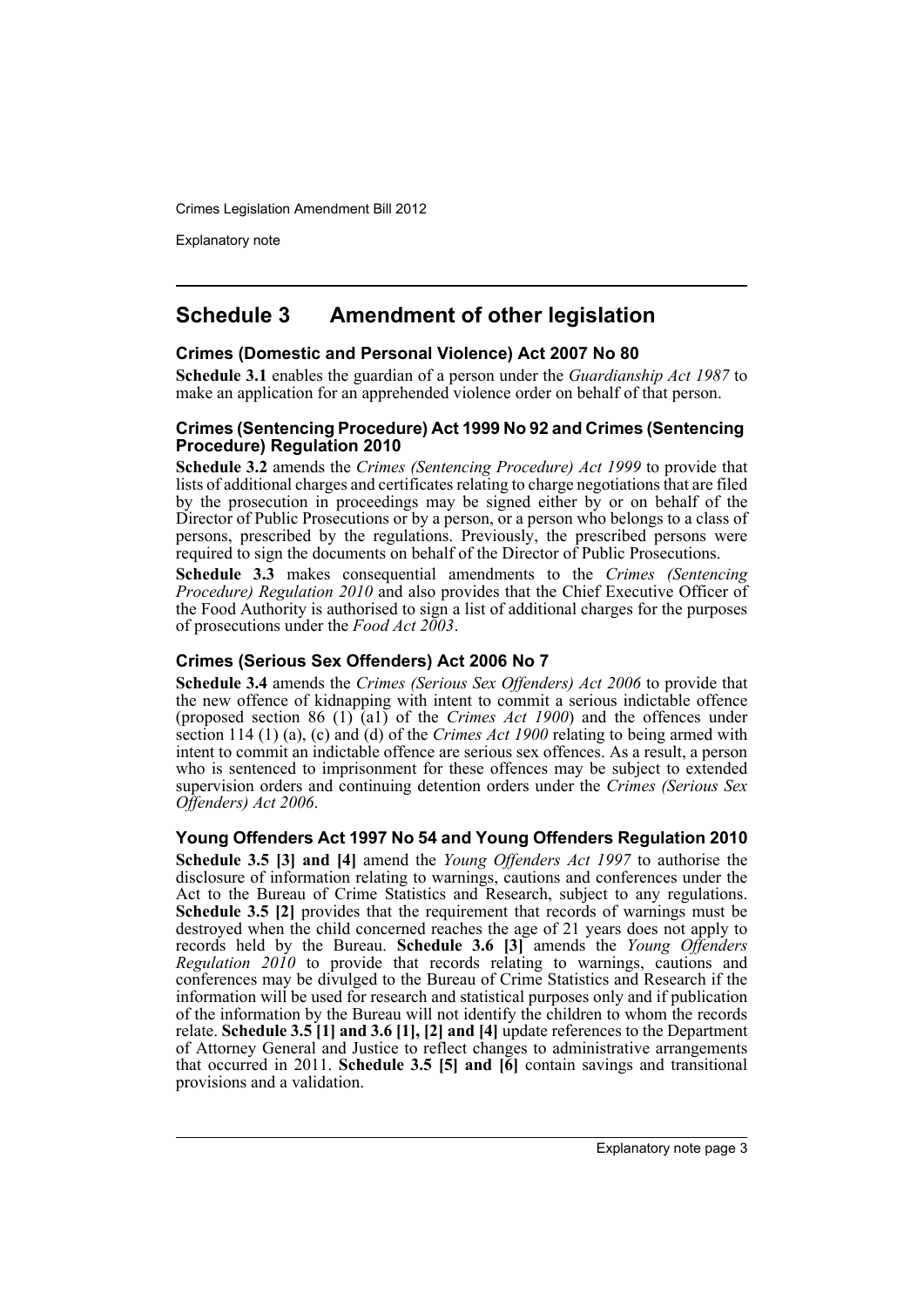## Schedule 3 Amendment of other legislation

### Crimes (Domestic and Personal Violence) Act 2007 No 80

**Schedule 3.1** enables the guardian of a person under the *Guardianship Act 1987* to make an application for an apprehended violence order on behalf of that person.

### Crimes (Sentencing Procedure) Act 1999 No 92 and Crimes (Sentencing Procedure) Regulation 2010

**Schedule 3.2** amends the *Crimes (Sentencing Procedure) Act 1999* to provide that lists of additional charges and certificates relating to charge negotiations that are filed by the prosecution in proceedings may be signed either by or on behalf of the Director of Public Prosecutions or by a person, or a person who belongs to a class of persons, prescribed by the regulations. Previously, the prescribed persons were required to sign the documents on behalf of the Director of Public Prosecutions.

**Schedule 3.3** makes consequential amendments to the *Crimes (Sentencing Procedure) Regulation 2010* and also provides that the Chief Executive Officer of the Food Authority is authorised to sign a list of additional charges for the purposes of prosecutions under the *Food Act 2003*.

### Crimes (Serious Sex Offenders) Act 2006 No 7

**Schedule 3.4** amends the *Crimes (Serious Sex Offenders) Act 2006* to provide that the new offence of kidnapping with intent to commit a serious indictable offence (proposed section 86 (1) (a1) of the *Crimes Act 1900*) and the offences under section 114 (1) (a), (c) and (d) of the *Crimes Act 1900* relating to being armed with intent to commit an indictable offence are serious sex offences. As a result, a person who is sentenced to imprisonment for these offences may be subject to extended supervision orders and continuing detention orders under the *Crimes (Serious Sex Offenders) Act 2006*.

### Young Offenders Act 1997 No 54 and Young Offenders Regulation 2010

**Schedule 3.5 [3] and [4]** amend the *Young Offenders Act 1997* to authorise the disclosure of information relating to warnings, cautions and conferences under the Act to the Bureau of Crime Statistics and Research, subject to any regulations. **Schedule 3.5 [2]** provides that the requirement that records of warnings must be destroyed when the child concerned reaches the age of 21 years does not apply to records held by the Bureau. **Schedule 3.6 [3]** amends the *Young Offenders Regulation 2010* to provide that records relating to warnings, cautions and conferences may be divulged to the Bureau of Crime Statistics and Research if the information will be used for research and statistical purposes only and if publication of the information by the Bureau will not identify the children to whom the records relate. **Schedule 3.5 [1] and 3.6 [1], [2] and [4]** update references to the Department of Attorney General and Justice to reflect changes to administrative arrangements that occurred in 2011. **Schedule 3.5 [5] and [6]** contain savings and transitional provisions and a validation.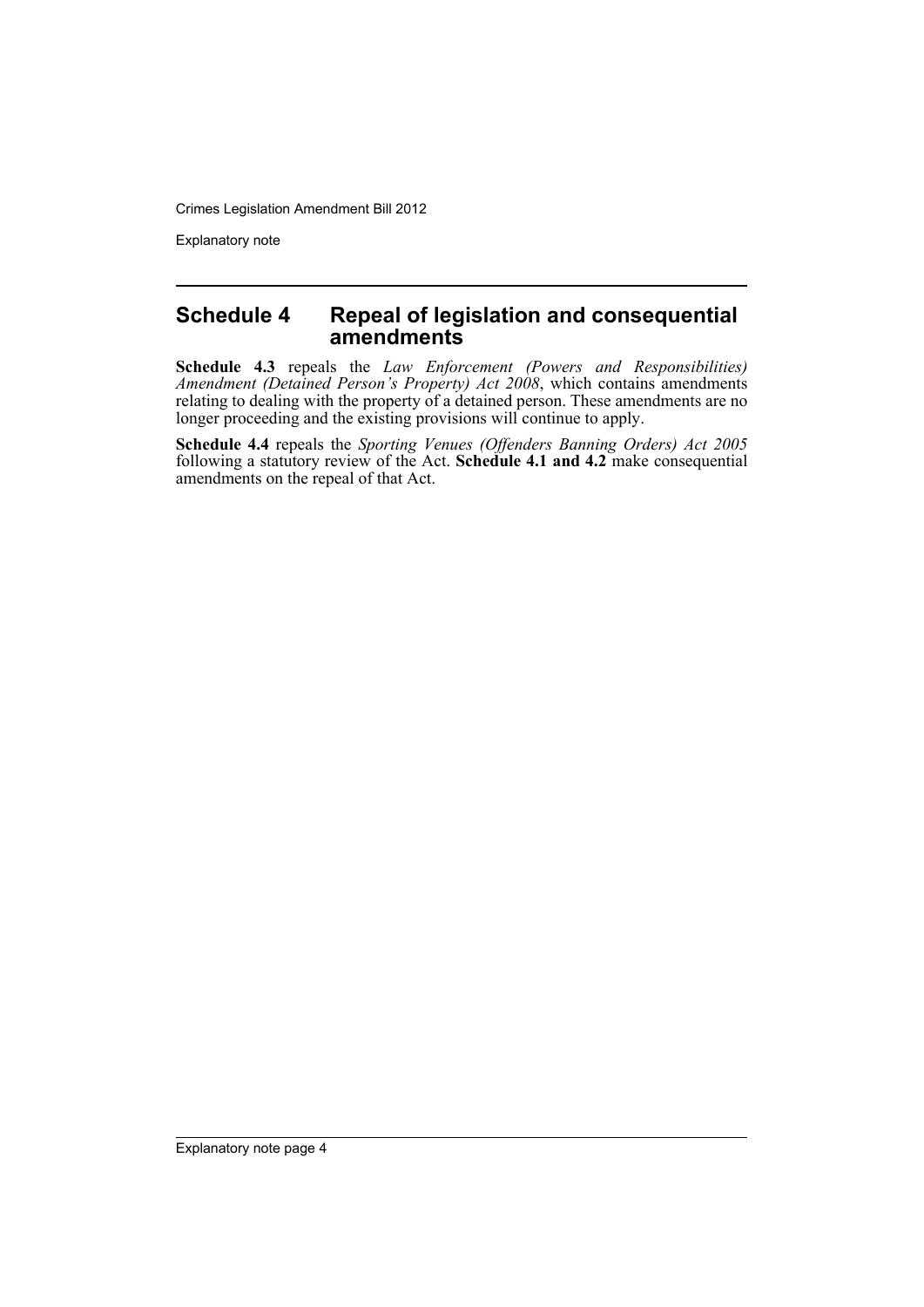## Schedule 4 Repeal of legislation and consequential amendments

**Schedule 4.3** repeals the *Law Enforcement (Powers and Responsibilities) Amendment (Detained Person's Property) Act 2008*, which contains amendments relating to dealing with the property of a detained person. These amendments are no longer proceeding and the existing provisions will continue to apply.

**Schedule 4.4** repeals the *Sporting Venues (Offenders Banning Orders) Act 2005* following a statutory review of the Act. **Schedule 4.1 and 4.2** make consequential amendments on the repeal of that Act.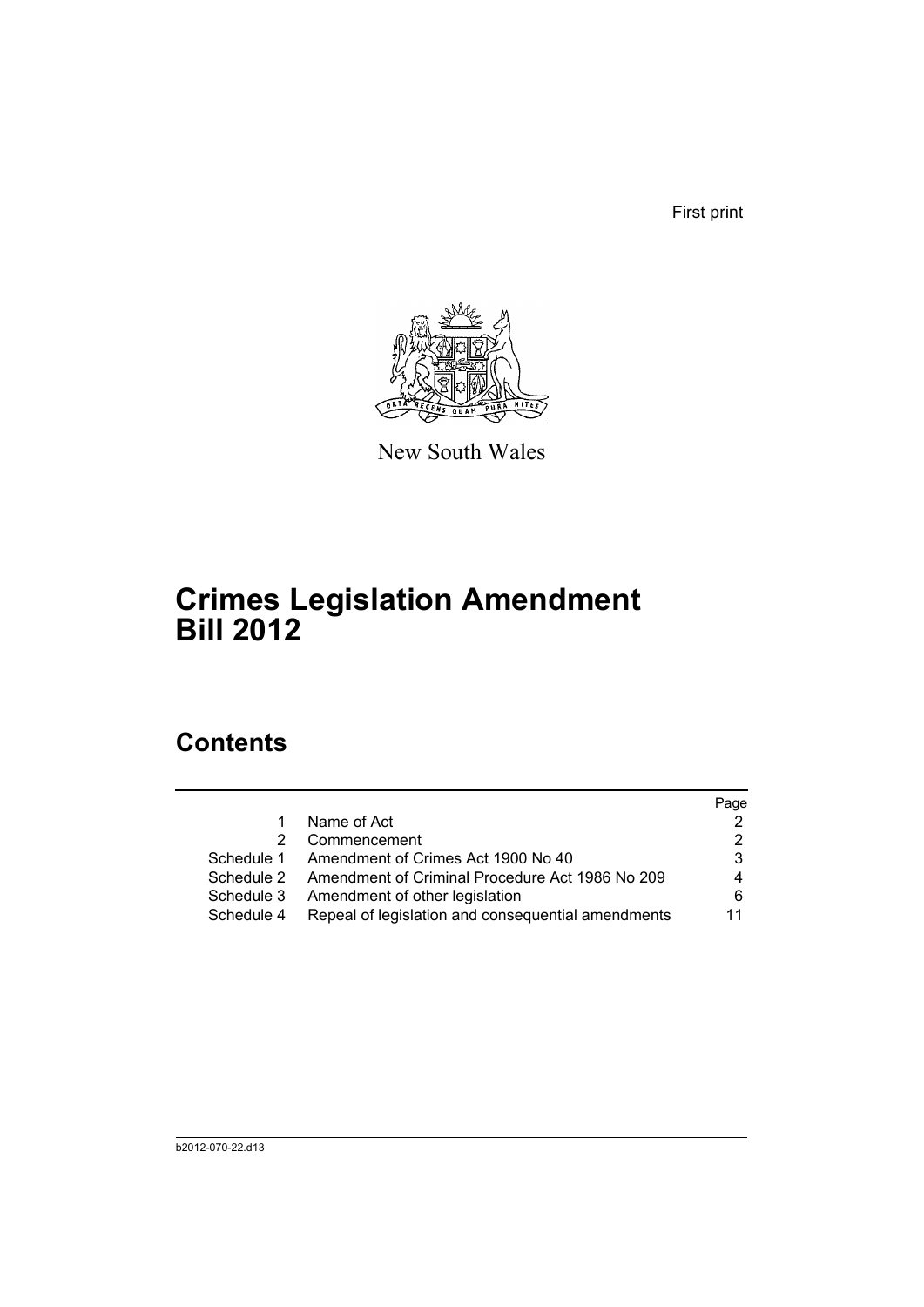First print

New South Wales

# Crimes Legislation Amendment Bill 2012

## Contents

| | | Page |
|---|---|---|
| 1 | Name of Act | 2 |
| 2 | Commencement | 2 |
| Schedule 1 | Amendment of Crimes Act 1900 No 40 | 3 |
| Schedule 2 | Amendment of Criminal Procedure Act 1986 No 209 | 4 |
| Schedule 3 | Amendment of other legislation | 6 |
| Schedule 4 | Repeal of legislation and consequential amendments | 11 |

b2012-070-22.d13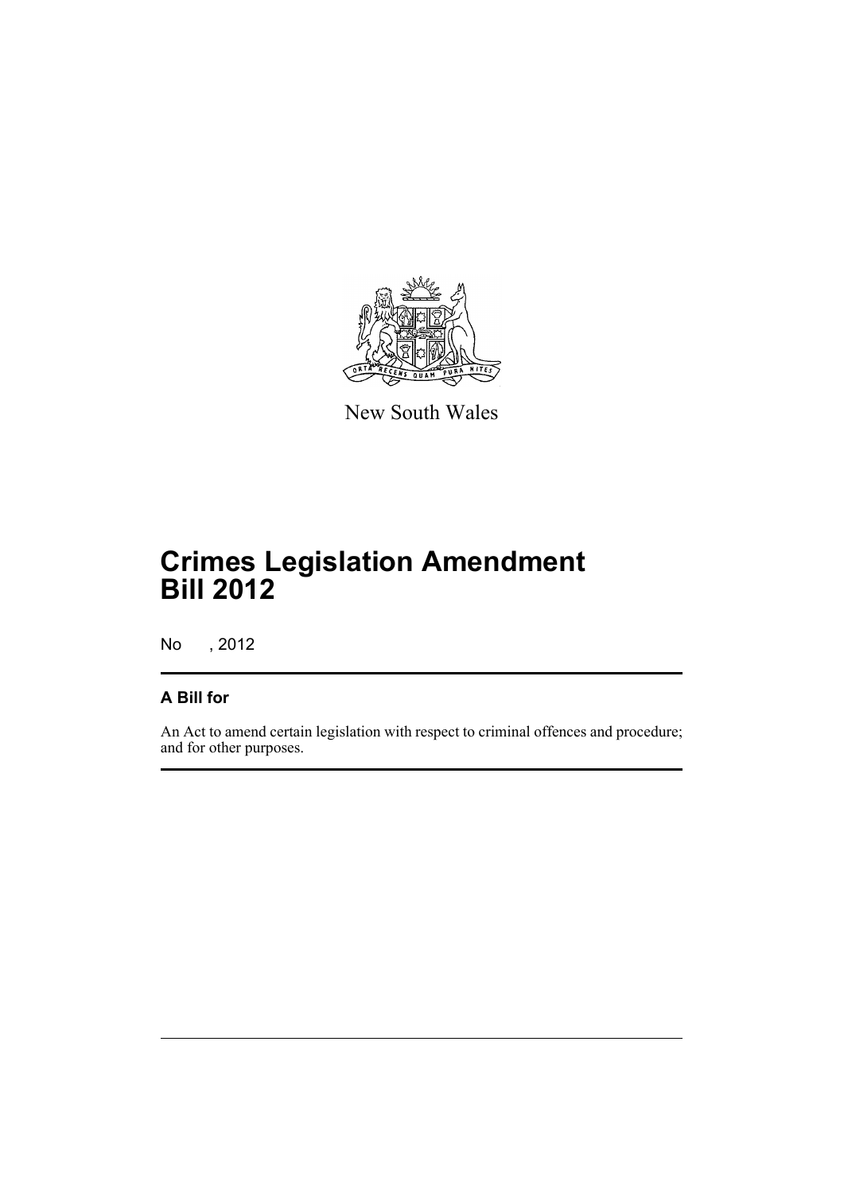New South Wales

# Crimes Legislation Amendment Bill 2012

No , 2012

## A Bill for

An Act to amend certain legislation with respect to criminal offences and procedure; and for other purposes.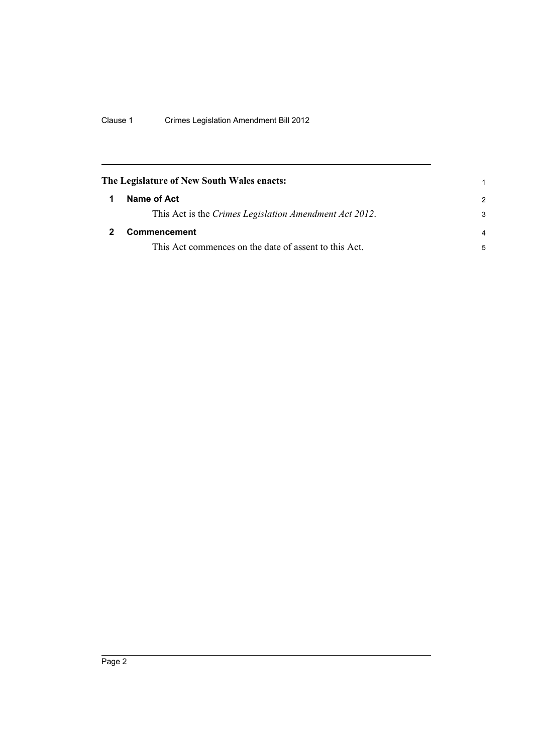**The Legislature of New South Wales enacts:**

## 1 Name of Act

This Act is the *Crimes Legislation Amendment Act 2012*.

## 2 Commencement

This Act commences on the date of assent to this Act.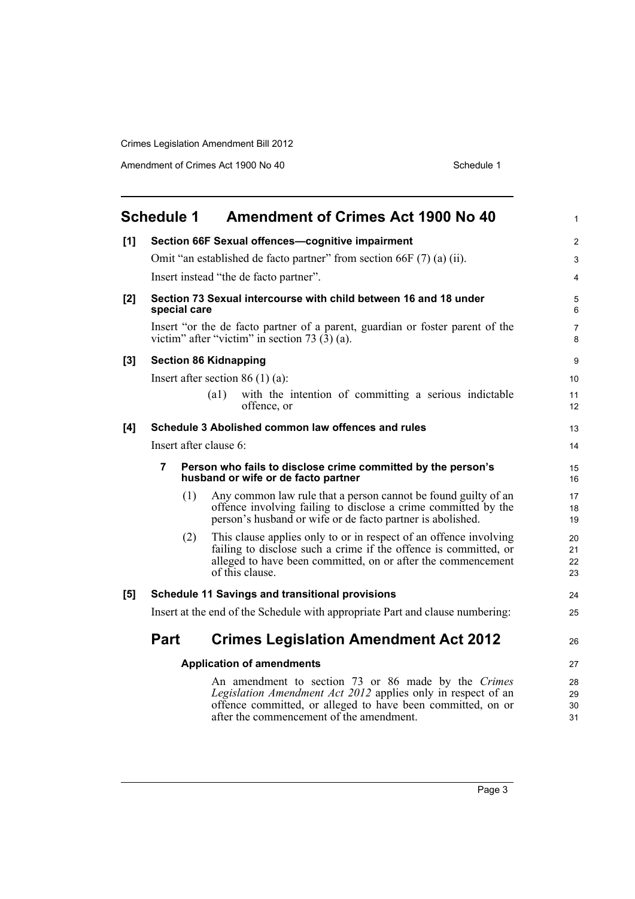## Schedule 1 Amendment of Crimes Act 1900 No 40

**[1] Section 66F Sexual offences—cognitive impairment**

Omit "an established de facto partner" from section 66F (7) (a) (ii).

Insert instead "the de facto partner".

**[2] Section 73 Sexual intercourse with child between 16 and 18 under special care**

Insert "or the de facto partner of a parent, guardian or foster parent of the victim" after "victim" in section 73 (3) (a).

**[3] Section 86 Kidnapping**

Insert after section 86 (1) (a):

(a1) with the intention of committing a serious indictable offence, or

**[4] Schedule 3 Abolished common law offences and rules**

Insert after clause 6:

**7 Person who fails to disclose crime committed by the person's husband or wife or de facto partner**

(1) Any common law rule that a person cannot be found guilty of an offence involving failing to disclose a crime committed by the person's husband or wife or de facto partner is abolished.

(2) This clause applies only to or in respect of an offence involving failing to disclose such a crime if the offence is committed, or alleged to have been committed, on or after the commencement of this clause.

**[5] Schedule 11 Savings and transitional provisions**

Insert at the end of the Schedule with appropriate Part and clause numbering:

### Part Crimes Legislation Amendment Act 2012

**Application of amendments**

An amendment to section 73 or 86 made by the *Crimes Legislation Amendment Act 2012* applies only in respect of an offence committed, or alleged to have been committed, on or after the commencement of the amendment.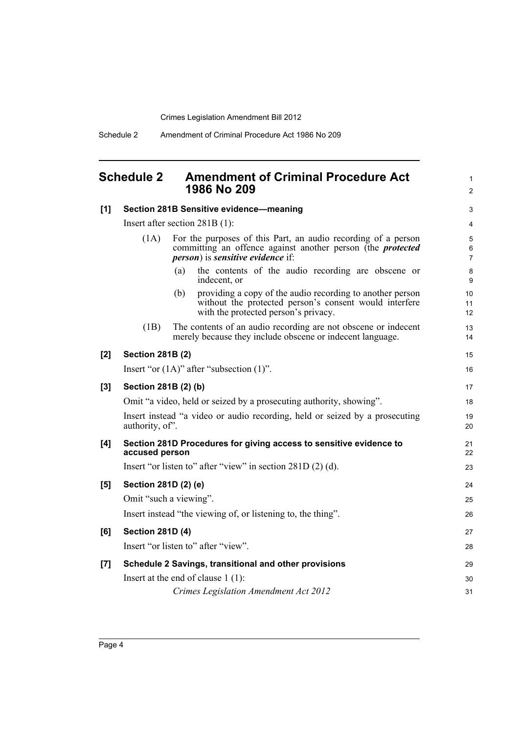# Schedule 2 Amendment of Criminal Procedure Act 1986 No 209

**[1] Section 281B Sensitive evidence—meaning**

Insert after section 281B (1):

(1A) For the purposes of this Part, an audio recording of a person committing an offence against another person (the ***protected person***) is ***sensitive evidence*** if:

(a) the contents of the audio recording are obscene or indecent, or

(b) providing a copy of the audio recording to another person without the protected person's consent would interfere with the protected person's privacy.

(1B) The contents of an audio recording are not obscene or indecent merely because they include obscene or indecent language.

**[2] Section 281B (2)**

Insert "or (1A)" after "subsection (1)".

**[3] Section 281B (2) (b)**

Omit "a video, held or seized by a prosecuting authority, showing".

Insert instead "a video or audio recording, held or seized by a prosecuting authority, of".

**[4] Section 281D Procedures for giving access to sensitive evidence to accused person**

Insert "or listen to" after "view" in section 281D (2) (d).

**[5] Section 281D (2) (e)**

Omit "such a viewing".

Insert instead "the viewing of, or listening to, the thing".

**[6] Section 281D (4)**

Insert "or listen to" after "view".

**[7] Schedule 2 Savings, transitional and other provisions**

Insert at the end of clause 1 (1):

*Crimes Legislation Amendment Act 2012*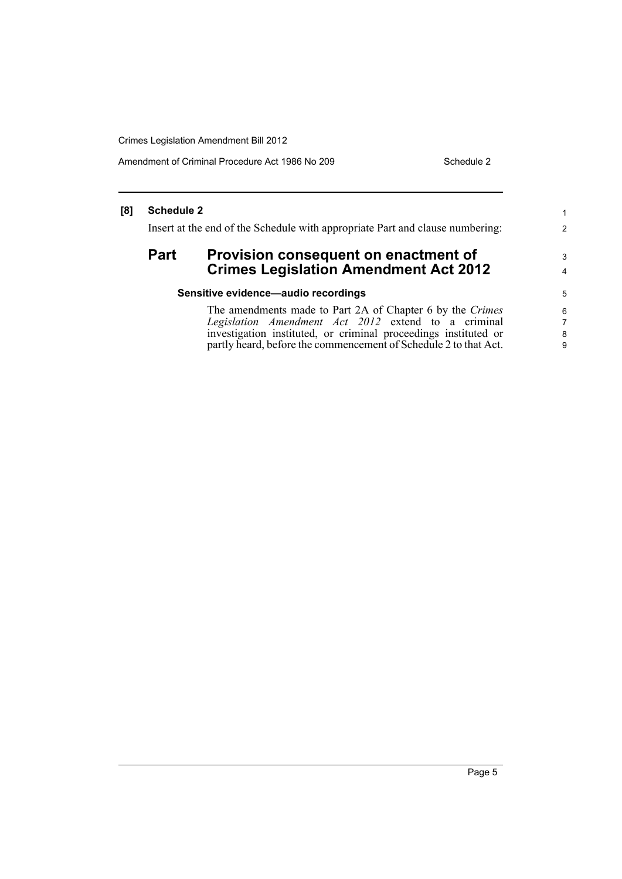**[8] Schedule 2**

Insert at the end of the Schedule with appropriate Part and clause numbering:

## Part Provision consequent on enactment of Crimes Legislation Amendment Act 2012

### Sensitive evidence—audio recordings

The amendments made to Part 2A of Chapter 6 by the *Crimes Legislation Amendment Act 2012* extend to a criminal investigation instituted, or criminal proceedings instituted or partly heard, before the commencement of Schedule 2 to that Act.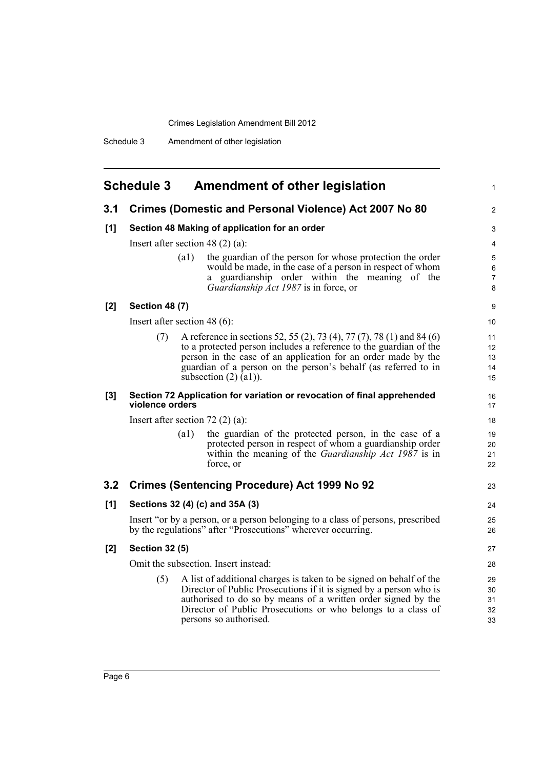## Schedule 3 Amendment of other legislation

### 3.1 Crimes (Domestic and Personal Violence) Act 2007 No 80

**[1] Section 48 Making of application for an order**

Insert after section 48 (2) (a):

> (a1) the guardian of the person for whose protection the order would be made, in the case of a person in respect of whom a guardianship order within the meaning of the *Guardianship Act 1987* is in force, or

**[2] Section 48 (7)**

Insert after section 48 (6):

> (7) A reference in sections 52, 55 (2), 73 (4), 77 (7), 78 (1) and 84 (6) to a protected person includes a reference to the guardian of the person in the case of an application for an order made by the guardian of a person on the person's behalf (as referred to in subsection (2) (a1)).

**[3] Section 72 Application for variation or revocation of final apprehended violence orders**

Insert after section 72 (2) (a):

> (a1) the guardian of the protected person, in the case of a protected person in respect of whom a guardianship order within the meaning of the *Guardianship Act 1987* is in force, or

### 3.2 Crimes (Sentencing Procedure) Act 1999 No 92

**[1] Sections 32 (4) (c) and 35A (3)**

Insert "or by a person, or a person belonging to a class of persons, prescribed by the regulations" after "Prosecutions" wherever occurring.

**[2] Section 32 (5)**

Omit the subsection. Insert instead:

> (5) A list of additional charges is taken to be signed on behalf of the Director of Public Prosecutions if it is signed by a person who is authorised to do so by means of a written order signed by the Director of Public Prosecutions or who belongs to a class of persons so authorised.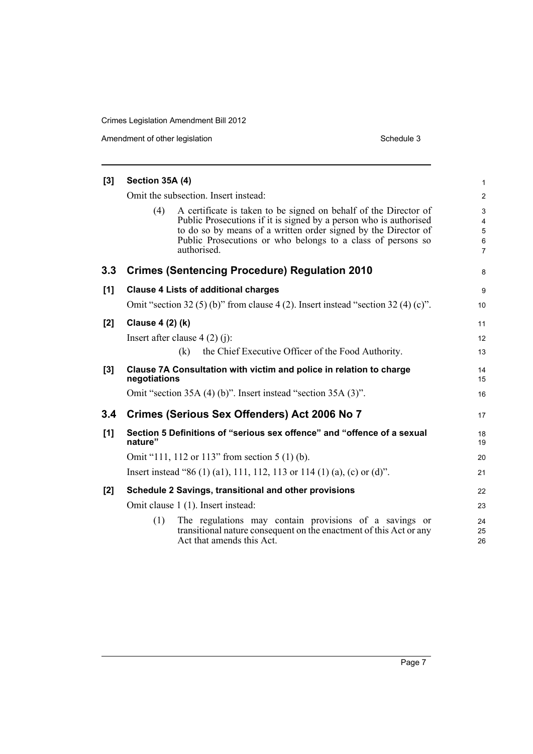**[3] Section 35A (4)**

Omit the subsection. Insert instead:

(4) A certificate is taken to be signed on behalf of the Director of Public Prosecutions if it is signed by a person who is authorised to do so by means of a written order signed by the Director of Public Prosecutions or who belongs to a class of persons so authorised.

## 3.3 Crimes (Sentencing Procedure) Regulation 2010

**[1] Clause 4 Lists of additional charges**

Omit "section 32 (5) (b)" from clause 4 (2). Insert instead "section 32 (4) (c)".

**[2] Clause 4 (2) (k)**

Insert after clause 4 (2) (j):

(k) the Chief Executive Officer of the Food Authority.

**[3] Clause 7A Consultation with victim and police in relation to charge negotiations**

Omit "section 35A (4) (b)". Insert instead "section 35A (3)".

## 3.4 Crimes (Serious Sex Offenders) Act 2006 No 7

**[1] Section 5 Definitions of "serious sex offence" and "offence of a sexual nature"**

Omit "111, 112 or 113" from section 5 (1) (b).

Insert instead "86 (1) (a1), 111, 112, 113 or 114 (1) (a), (c) or (d)".

**[2] Schedule 2 Savings, transitional and other provisions**

Omit clause 1 (1). Insert instead:

(1) The regulations may contain provisions of a savings or transitional nature consequent on the enactment of this Act or any Act that amends this Act.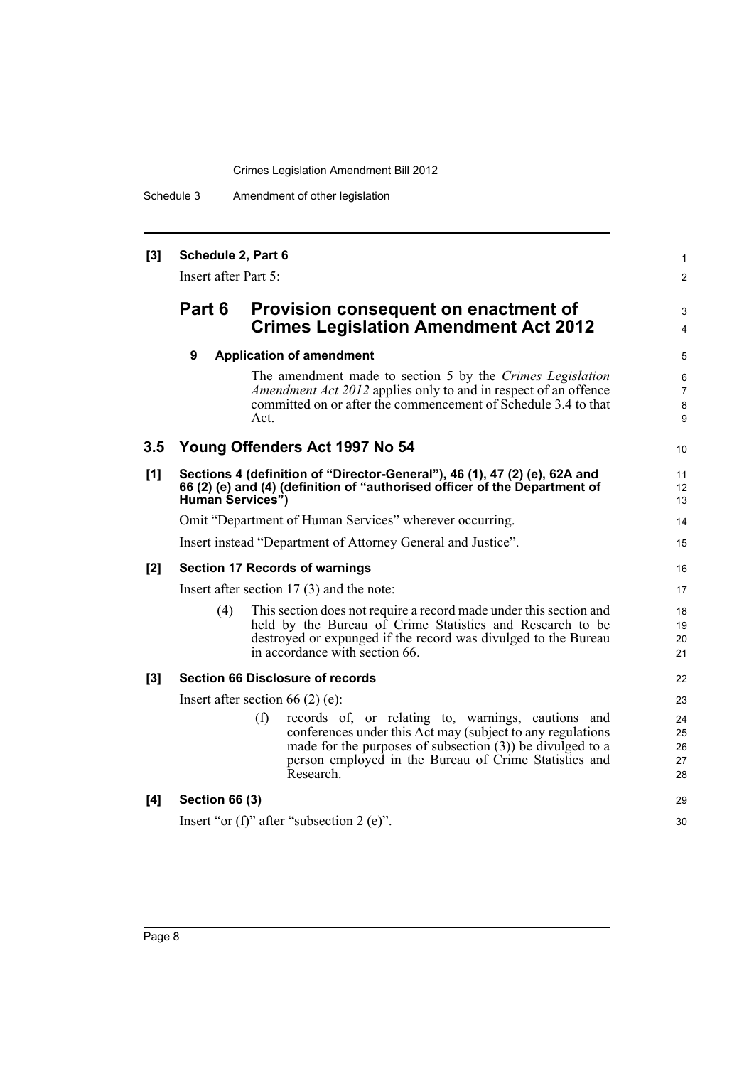**[3] Schedule 2, Part 6**

Insert after Part 5:

## Part 6 Provision consequent on enactment of Crimes Legislation Amendment Act 2012

**9 Application of amendment**

The amendment made to section 5 by the *Crimes Legislation Amendment Act 2012* applies only to and in respect of an offence committed on or after the commencement of Schedule 3.4 to that Act.

## 3.5 Young Offenders Act 1997 No 54

**[1] Sections 4 (definition of "Director-General"), 46 (1), 47 (2) (e), 62A and 66 (2) (e) and (4) (definition of "authorised officer of the Department of Human Services")**

Omit "Department of Human Services" wherever occurring.

Insert instead "Department of Attorney General and Justice".

**[2] Section 17 Records of warnings**

Insert after section 17 (3) and the note:

(4) This section does not require a record made under this section and held by the Bureau of Crime Statistics and Research to be destroyed or expunged if the record was divulged to the Bureau in accordance with section 66.

**[3] Section 66 Disclosure of records**

Insert after section 66 (2) (e):

(f) records of, or relating to, warnings, cautions and conferences under this Act may (subject to any regulations made for the purposes of subsection (3)) be divulged to a person employed in the Bureau of Crime Statistics and Research.

**[4] Section 66 (3)**

Insert "or (f)" after "subsection 2 (e)".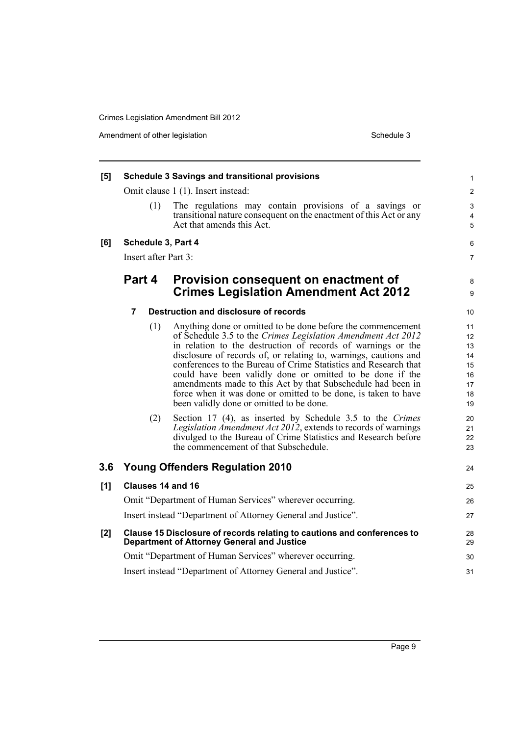**[5] Schedule 3 Savings and transitional provisions**

Omit clause 1 (1). Insert instead:

(1) The regulations may contain provisions of a savings or transitional nature consequent on the enactment of this Act or any Act that amends this Act.

**[6] Schedule 3, Part 4**

Insert after Part 3:

## Part 4 Provision consequent on enactment of Crimes Legislation Amendment Act 2012

**7 Destruction and disclosure of records**

(1) Anything done or omitted to be done before the commencement of Schedule 3.5 to the *Crimes Legislation Amendment Act 2012* in relation to the destruction of records of warnings or the disclosure of records of, or relating to, warnings, cautions and conferences to the Bureau of Crime Statistics and Research that could have been validly done or omitted to be done if the amendments made to this Act by that Subschedule had been in force when it was done or omitted to be done, is taken to have been validly done or omitted to be done.

(2) Section 17 (4), as inserted by Schedule 3.5 to the *Crimes Legislation Amendment Act 2012*, extends to records of warnings divulged to the Bureau of Crime Statistics and Research before the commencement of that Subschedule.

## 3.6 Young Offenders Regulation 2010

**[1] Clauses 14 and 16**

Omit "Department of Human Services" wherever occurring.

Insert instead "Department of Attorney General and Justice".

**[2] Clause 15 Disclosure of records relating to cautions and conferences to Department of Attorney General and Justice**

Omit "Department of Human Services" wherever occurring.

Insert instead "Department of Attorney General and Justice".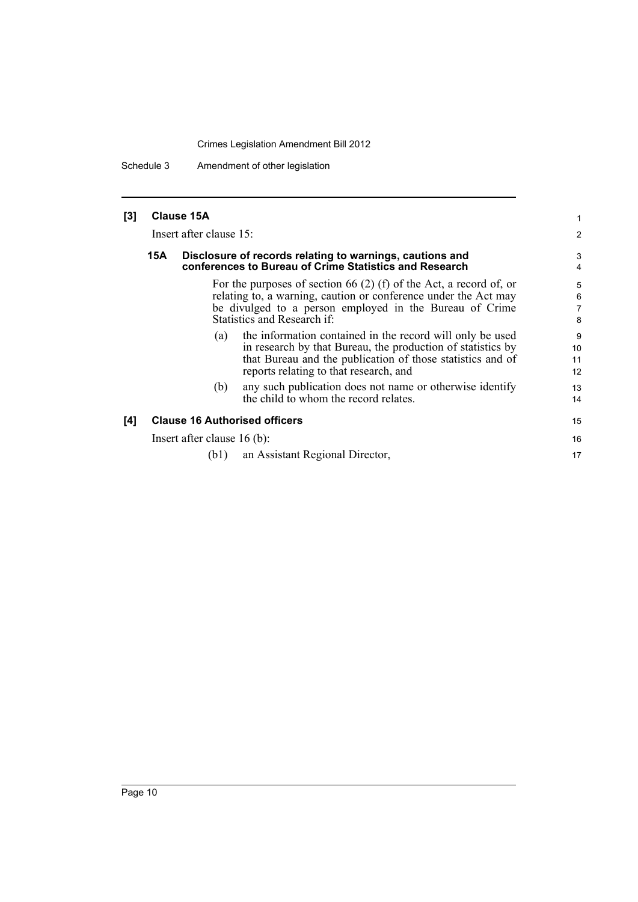**[3] Clause 15A**

Insert after clause 15:

**15A Disclosure of records relating to warnings, cautions and conferences to Bureau of Crime Statistics and Research**

For the purposes of section 66 (2) (f) of the Act, a record of, or relating to, a warning, caution or conference under the Act may be divulged to a person employed in the Bureau of Crime Statistics and Research if:

(a) the information contained in the record will only be used in research by that Bureau, the production of statistics by that Bureau and the publication of those statistics and of reports relating to that research, and

(b) any such publication does not name or otherwise identify the child to whom the record relates.

**[4] Clause 16 Authorised officers**

Insert after clause 16 (b):

(b1) an Assistant Regional Director,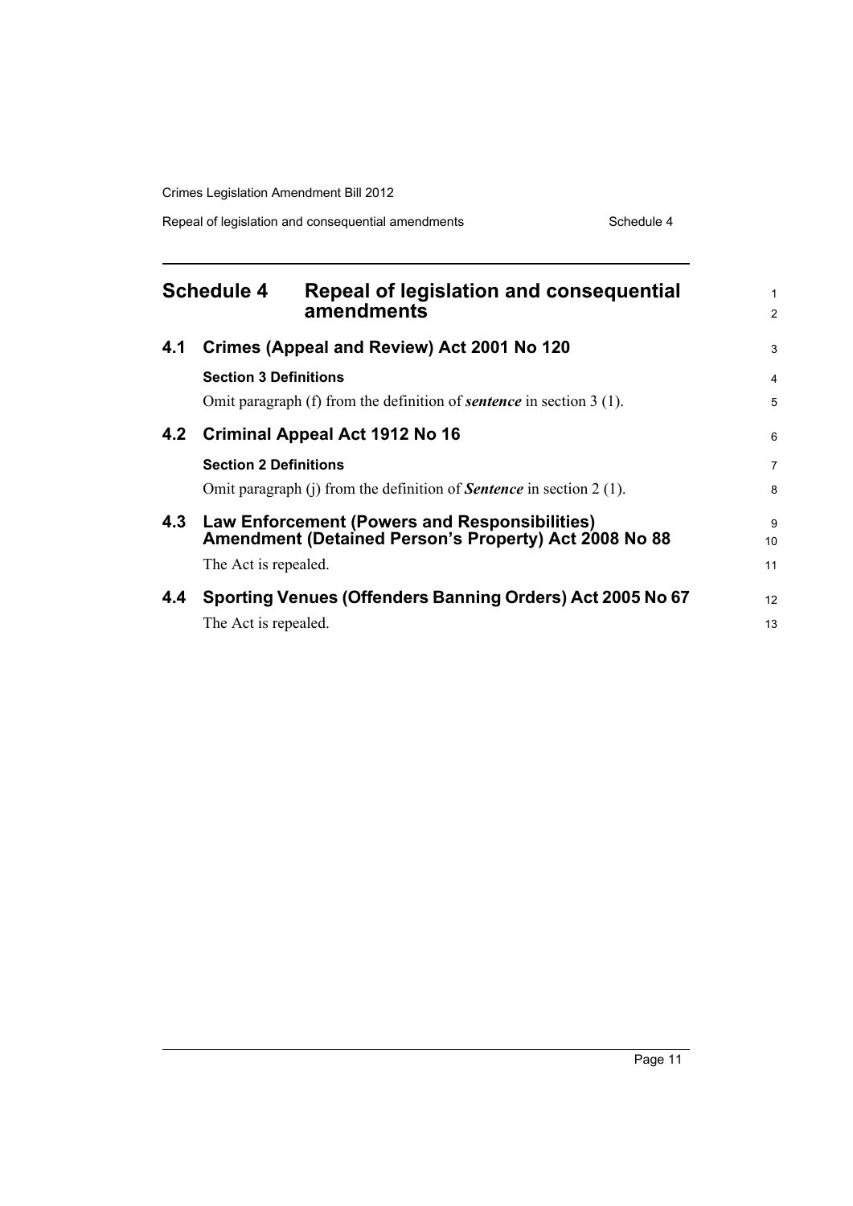# Schedule 4 Repeal of legislation and consequential amendments

## 4.1 Crimes (Appeal and Review) Act 2001 No 120

**Section 3 Definitions**

Omit paragraph (f) from the definition of ***sentence*** in section 3 (1).

## 4.2 Criminal Appeal Act 1912 No 16

**Section 2 Definitions**

Omit paragraph (j) from the definition of ***Sentence*** in section 2 (1).

## 4.3 Law Enforcement (Powers and Responsibilities) Amendment (Detained Person's Property) Act 2008 No 88

The Act is repealed.

## 4.4 Sporting Venues (Offenders Banning Orders) Act 2005 No 67

The Act is repealed.